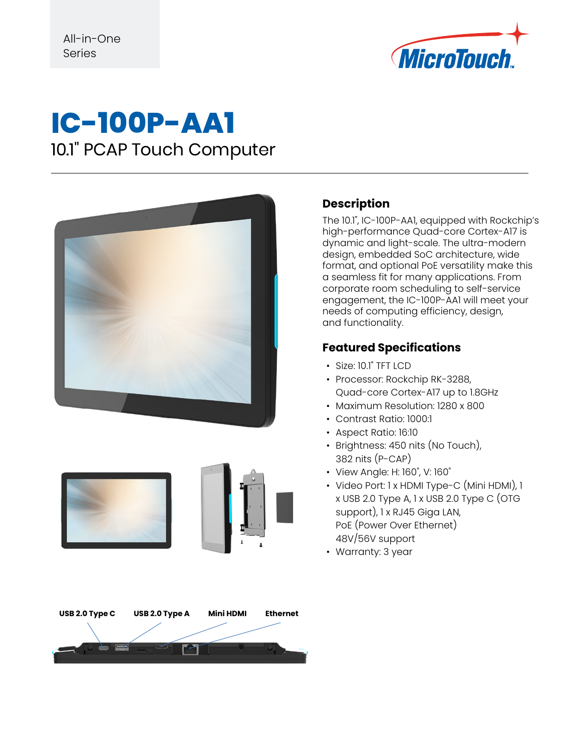All-in-One
Series

# IC-100P-AA1

## 10.1" PCAP Touch Computer

## Description

The 10.1", IC-100P-AA1, equipped with Rockchip's high-performance Quad-core Cortex-A17 is dynamic and light-scale. The ultra-modern design, embedded SoC architecture, wide format, and optional PoE versatility make this a seamless fit for many applications. From corporate room scheduling to self-service engagement, the IC-100P-AA1 will meet your needs of computing efficiency, design, and functionality.

## Featured Specifications

- Size: 10.1" TFT LCD
- Processor: Rockchip RK-3288, Quad-core Cortex-A17 up to 1.8GHz
- Maximum Resolution: 1280 x 800
- Contrast Ratio: 1000:1
- Aspect Ratio: 16:10
- Brightness: 450 nits (No Touch), 382 nits (P-CAP)
- View Angle: H: 160˚, V: 160˚
- Video Port: 1 x HDMI Type-C (Mini HDMI), 1 x USB 2.0 Type A, 1 x USB 2.0 Type C (OTG support), 1 x RJ45 Giga LAN, PoE (Power Over Ethernet) 48V/56V support
- Warranty: 3 year

**USB 2.0 Type C** **USB 2.0 Type A** **Mini HDMI** **Ethernet**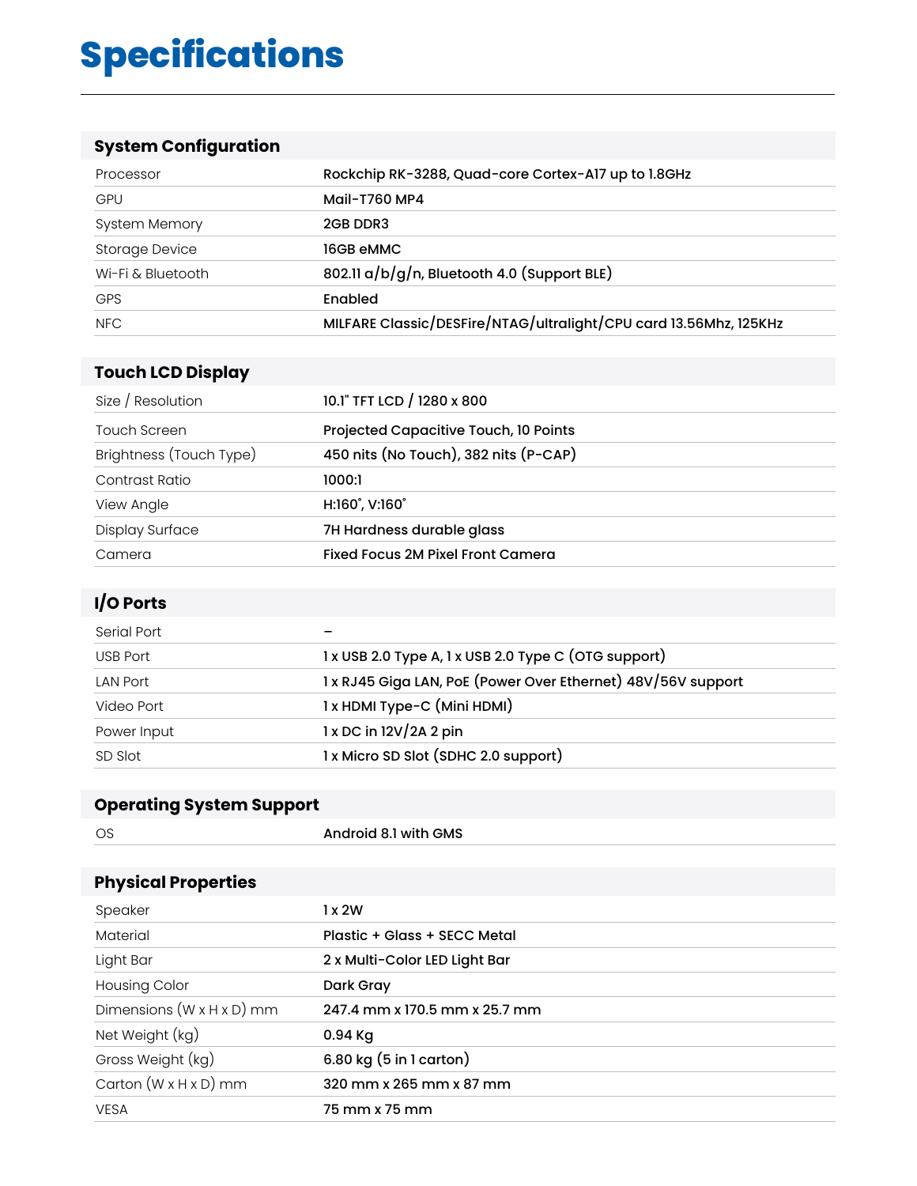# Specifications

## System Configuration

| | |
|---|---|
| Processor | Rockchip RK-3288, Quad-core Cortex-A17 up to 1.8GHz |
| GPU | Mail-T760 MP4 |
| System Memory | 2GB DDR3 |
| Storage Device | 16GB eMMC |
| Wi-Fi & Bluetooth | 802.11 a/b/g/n, Bluetooth 4.0 (Support BLE) |
| GPS | Enabled |
| NFC | MILFARE Classic/DESFire/NTAG/ultralight/CPU card 13.56Mhz, 125KHz |

## Touch LCD Display

| | |
|---|---|
| Size / Resolution | 10.1" TFT LCD / 1280 x 800 |
| Touch Screen | Projected Capacitive Touch, 10 Points |
| Brightness (Touch Type) | 450 nits (No Touch), 382 nits (P-CAP) |
| Contrast Ratio | 1000:1 |
| View Angle | H:160˚, V:160˚ |
| Display Surface | 7H Hardness durable glass |
| Camera | Fixed Focus 2M Pixel Front Camera |

## I/O Ports

| | |
|---|---|
| Serial Port | – |
| USB Port | 1 x USB 2.0 Type A, 1 x USB 2.0 Type C (OTG support) |
| LAN Port | 1 x RJ45 Giga LAN, PoE (Power Over Ethernet) 48V/56V support |
| Video Port | 1 x HDMI Type-C (Mini HDMI) |
| Power Input | 1 x DC in 12V/2A 2 pin |
| SD Slot | 1 x Micro SD Slot (SDHC 2.0 support) |

## Operating System Support

| | |
|---|---|
| OS | Android 8.1 with GMS |

## Physical Properties

| | |
|---|---|
| Speaker | 1 x 2W |
| Material | Plastic + Glass + SECC Metal |
| Light Bar | 2 x Multi-Color LED Light Bar |
| Housing Color | Dark Gray |
| Dimensions (W x H x D) mm | 247.4 mm x 170.5 mm x 25.7 mm |
| Net Weight (kg) | 0.94 Kg |
| Gross Weight (kg) | 6.80 kg (5 in 1 carton) |
| Carton (W x H x D) mm | 320 mm x 265 mm x 87 mm |
| VESA | 75 mm x 75 mm |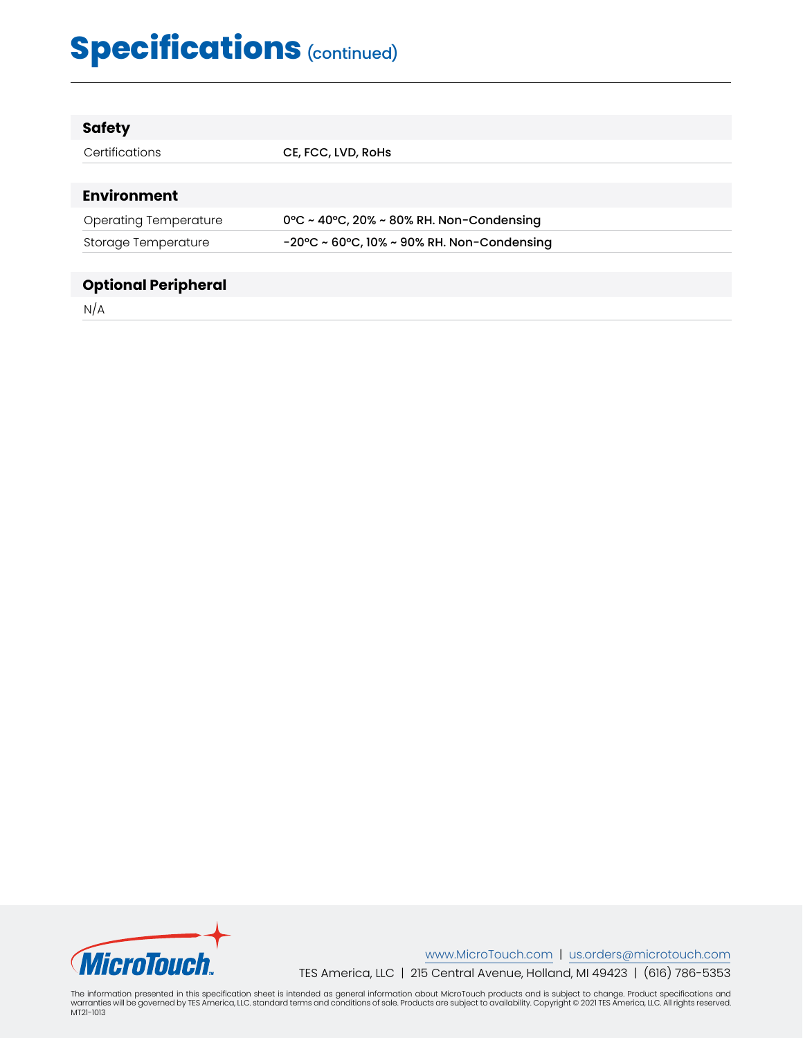# Specifications (continued)

## Safety

| | |
|---|---|
| Certifications | **CE, FCC, LVD, RoHs** |

## Environment

| | |
|---|---|
| Operating Temperature | **0ºC ~ 40ºC, 20% ~ 80% RH. Non-Condensing** |
| Storage Temperature | **-20ºC ~ 60ºC, 10% ~ 90% RH. Non-Condensing** |

## Optional Peripheral

N/A

www.MicroTouch.com | us.orders@microtouch.com

TES America, LLC | 215 Central Avenue, Holland, MI 49423 | (616) 786-5353

The information presented in this specification sheet is intended as general information about MicroTouch products and is subject to change. Product specifications and warranties will be governed by TES America, LLC. standard terms and conditions of sale. Products are subject to availability. Copyright © 2021 TES America, LLC. All rights reserved. MT21-1013